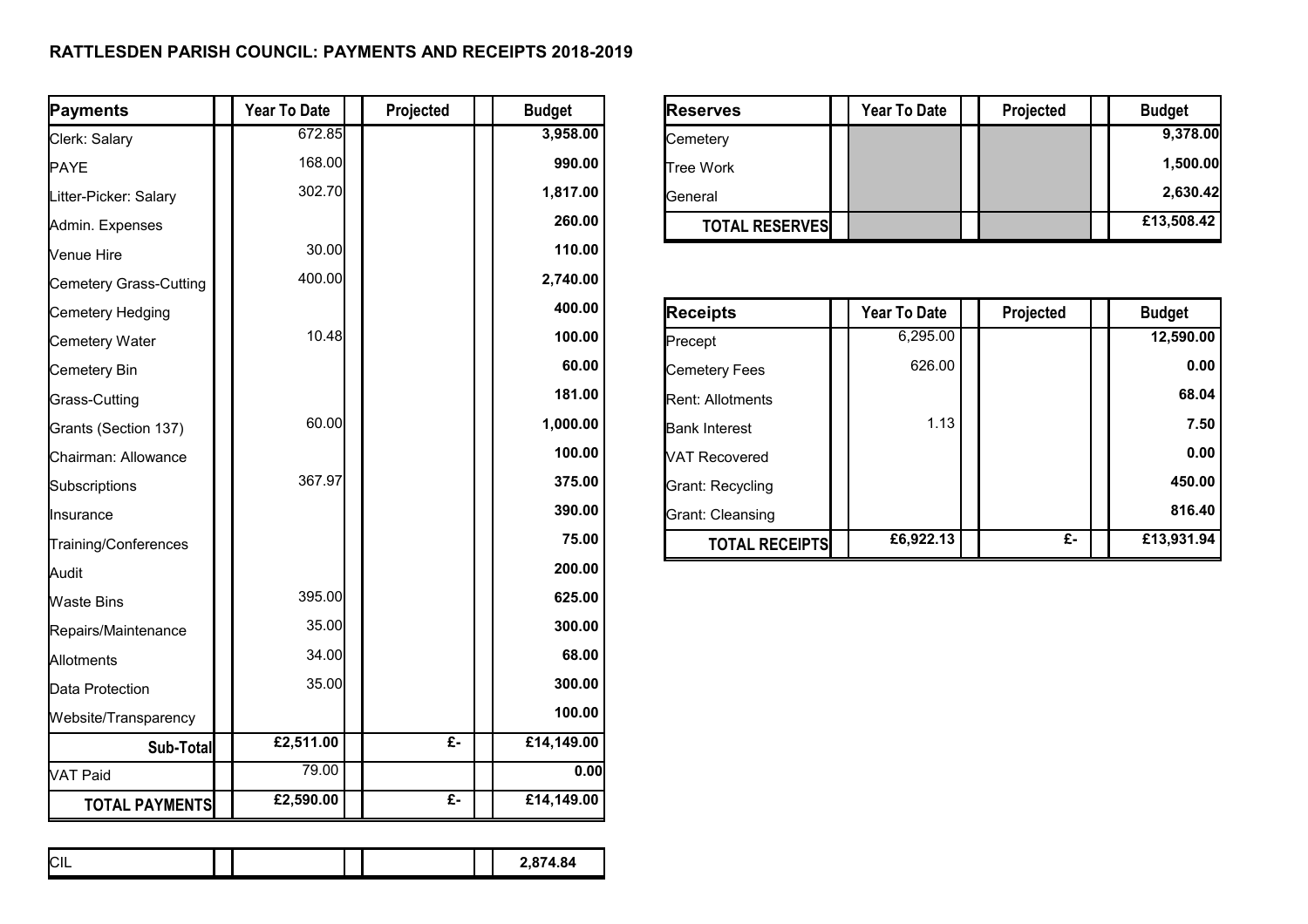**RATTLESDEN PARISH COUNCIL: PAYMENTS AND RECEIPTS 2018-2019**

| Payments | Year To Date | Projected | Budget |
|---|---|---|---|
| Clerk: Salary | 672.85 | | **3,958.00** |
| PAYE | 168.00 | | **990.00** |
| Litter-Picker: Salary | 302.70 | | **1,817.00** |
| Admin. Expenses | | | **260.00** |
| Venue Hire | 30.00 | | **110.00** |
| Cemetery Grass-Cutting | 400.00 | | **2,740.00** |
| Cemetery Hedging | | | **400.00** |
| Cemetery Water | 10.48 | | **100.00** |
| Cemetery Bin | | | **60.00** |
| Grass-Cutting | | | **181.00** |
| Grants (Section 137) | 60.00 | | **1,000.00** |
| Chairman: Allowance | | | **100.00** |
| Subscriptions | 367.97 | | **375.00** |
| Insurance | | | **390.00** |
| Training/Conferences | | | **75.00** |
| Audit | | | **200.00** |
| Waste Bins | 395.00 | | **625.00** |
| Repairs/Maintenance | 35.00 | | **300.00** |
| Allotments | 34.00 | | **68.00** |
| Data Protection | 35.00 | | **300.00** |
| Website/Transparency | | | **100.00** |
| **Sub-Total** | **£2,511.00** | **£-** | **£14,149.00** |
| VAT Paid | 79.00 | | **0.00** |
| **TOTAL PAYMENTS** | **£2,590.00** | **£-** | **£14,149.00** |

| | | | |
|---|---|---|---|
| CIL | | | **2,874.84** |

| Reserves | Year To Date | Projected | Budget |
|---|---|---|---|
| Cemetery | | | **9,378.00** |
| Tree Work | | | **1,500.00** |
| General | | | **2,630.42** |
| **TOTAL RESERVES** | | | **£13,508.42** |

| Receipts | Year To Date | Projected | Budget |
|---|---|---|---|
| Precept | 6,295.00 | | **12,590.00** |
| Cemetery Fees | 626.00 | | **0.00** |
| Rent: Allotments | | | **68.04** |
| Bank Interest | 1.13 | | **7.50** |
| VAT Recovered | | | **0.00** |
| Grant: Recycling | | | **450.00** |
| Grant: Cleansing | | | **816.40** |
| **TOTAL RECEIPTS** | **£6,922.13** | **£-** | **£13,931.94** |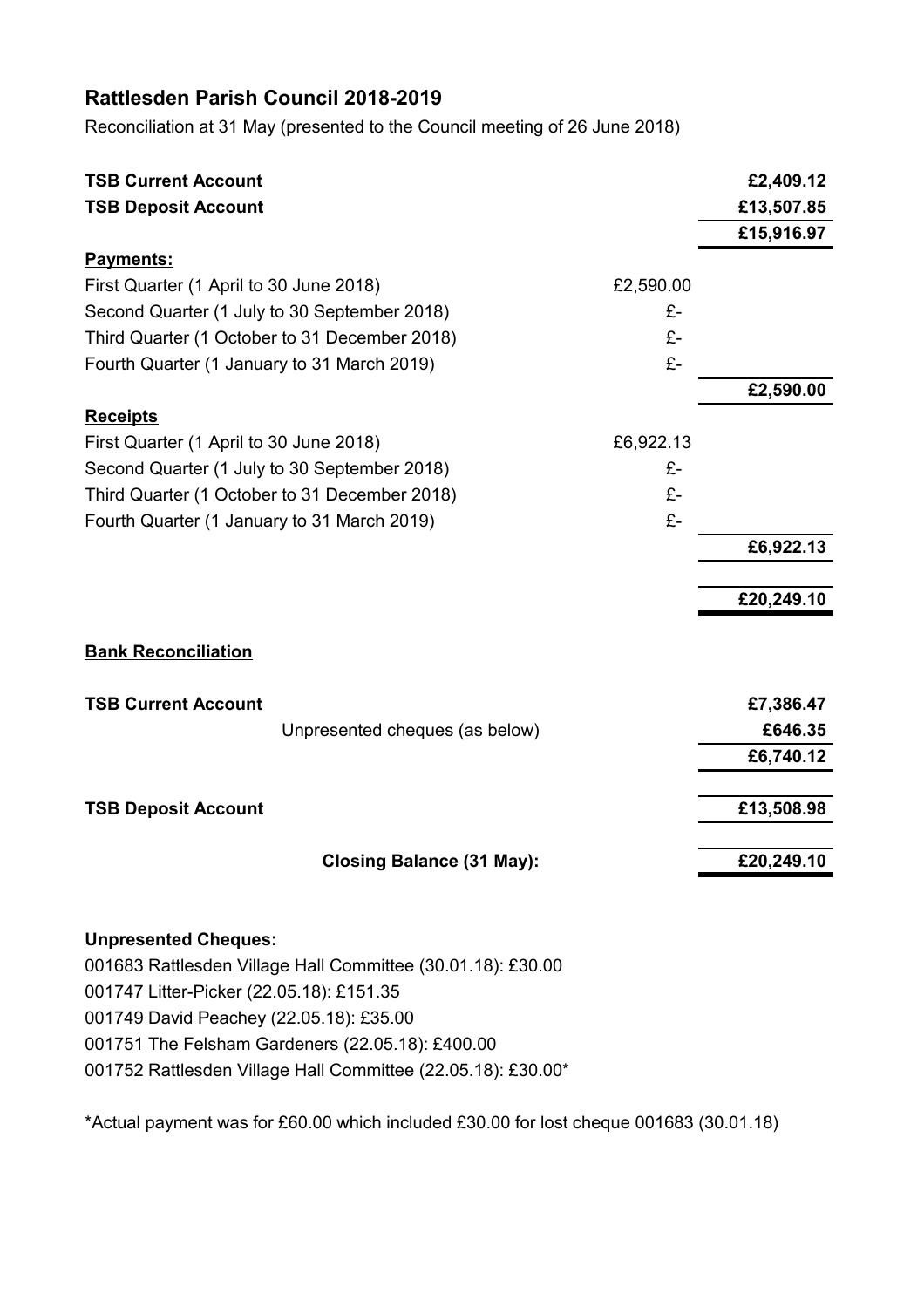## Rattlesden Parish Council 2018-2019

Reconciliation at 31 May (presented to the Council meeting of 26 June 2018)

| | | |
|---|---|---|
| **TSB Current Account** | | **£2,409.12** |
| **TSB Deposit Account** | | **£13,507.85** |
| | | **£15,916.97** |
| **<u>Payments:</u>** | | |
| First Quarter (1 April to 30 June 2018) | £2,590.00 | |
| Second Quarter (1 July to 30 September 2018) | £- | |
| Third Quarter (1 October to 31 December 2018) | £- | |
| Fourth Quarter (1 January to 31 March 2019) | £- | |
| | | **£2,590.00** |
| **<u>Receipts</u>** | | |
| First Quarter (1 April to 30 June 2018) | £6,922.13 | |
| Second Quarter (1 July to 30 September 2018) | £- | |
| Third Quarter (1 October to 31 December 2018) | £- | |
| Fourth Quarter (1 January to 31 March 2019) | £- | |
| | | **£6,922.13** |
| | | **£20,249.10** |

**<u>Bank Reconciliation</u>**

| | | |
|---|---|---|
| **TSB Current Account** | | **£7,386.47** |
| | Unpresented cheques (as below) | **£646.35** |
| | | **£6,740.12** |
| **TSB Deposit Account** | | **£13,508.98** |
| | **Closing Balance (31 May):** | **£20,249.10** |

**Unpresented Cheques:**

001683 Rattlesden Village Hall Committee (30.01.18): £30.00
001747 Litter-Picker (22.05.18): £151.35
001749 David Peachey (22.05.18): £35.00
001751 The Felsham Gardeners (22.05.18): £400.00
001752 Rattlesden Village Hall Committee (22.05.18): £30.00*

*Actual payment was for £60.00 which included £30.00 for lost cheque 001683 (30.01.18)